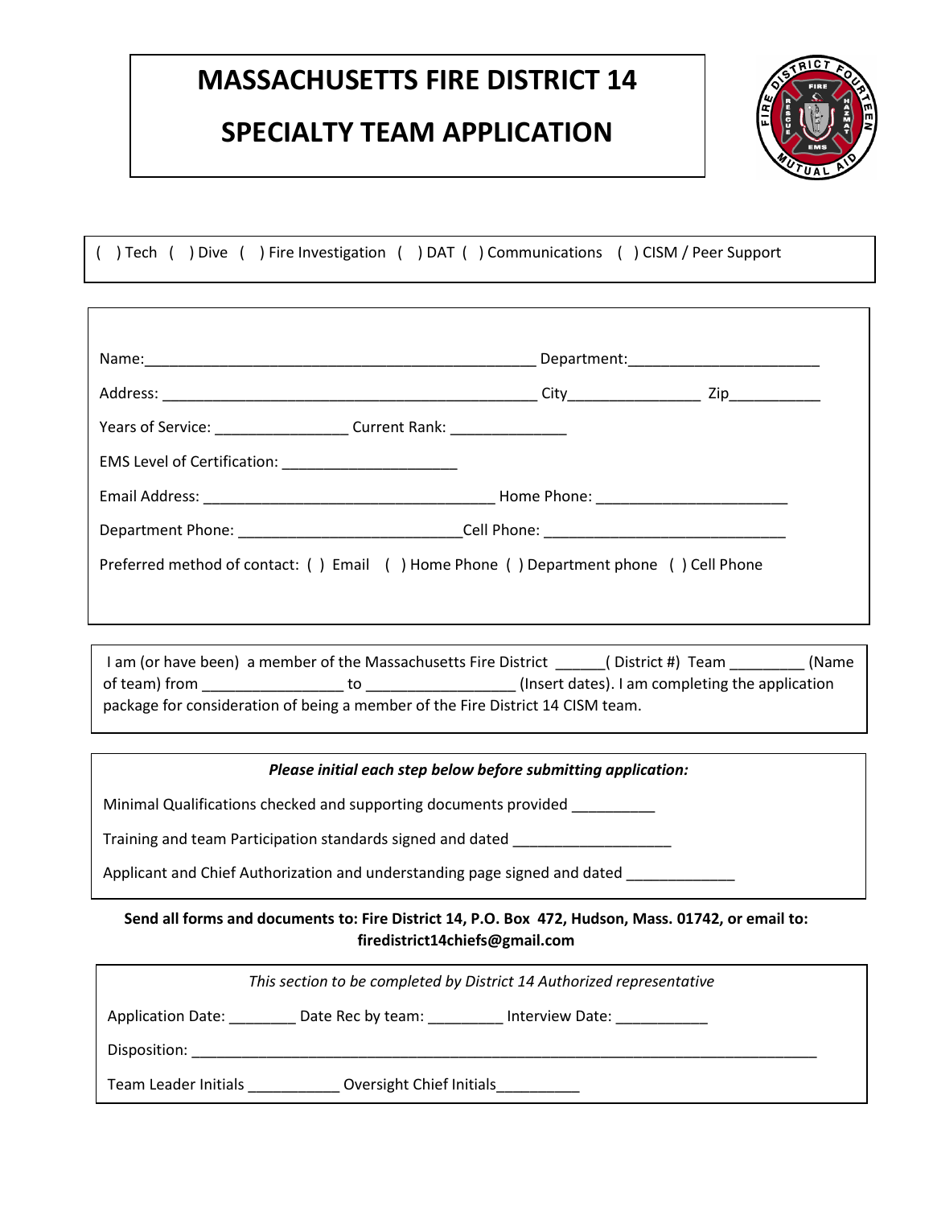# MASSACHUSETTS FIRE DISTRICT 14

# SPECIALTY TEAM APPLICATION

( ) Tech ( ) Dive ( ) Fire Investigation ( ) DAT ( ) Communications ( ) CISM / Peer Support

Name:_______________________________________________ Department:_______________________

Address: ______________________________________________ City________________ Zip___________

Years of Service: ________________ Current Rank: ______________

EMS Level of Certification: _____________________

Email Address: ___________________________________ Home Phone: _______________________

Department Phone: ___________________________Cell Phone: _____________________________

Preferred method of contact: ( ) Email ( ) Home Phone ( ) Department phone ( ) Cell Phone

I am (or have been) a member of the Massachusetts Fire District ______( District #) Team _________ (Name of team) from _________________ to _________________ (Insert dates). I am completing the application package for consideration of being a member of the Fire District 14 CISM team.

***Please initial each step below before submitting application:***

Minimal Qualifications checked and supporting documents provided __________

Training and team Participation standards signed and dated ___________________

Applicant and Chief Authorization and understanding page signed and dated _____________

**Send all forms and documents to: Fire District 14, P.O. Box 472, Hudson, Mass. 01742, or email to: firedistrict14chiefs@gmail.com**

*This section to be completed by District 14 Authorized representative*

Application Date: ________ Date Rec by team: _________ Interview Date: ___________

Disposition: ________________________________________________________________________________

Team Leader Initials ___________ Oversight Chief Initials__________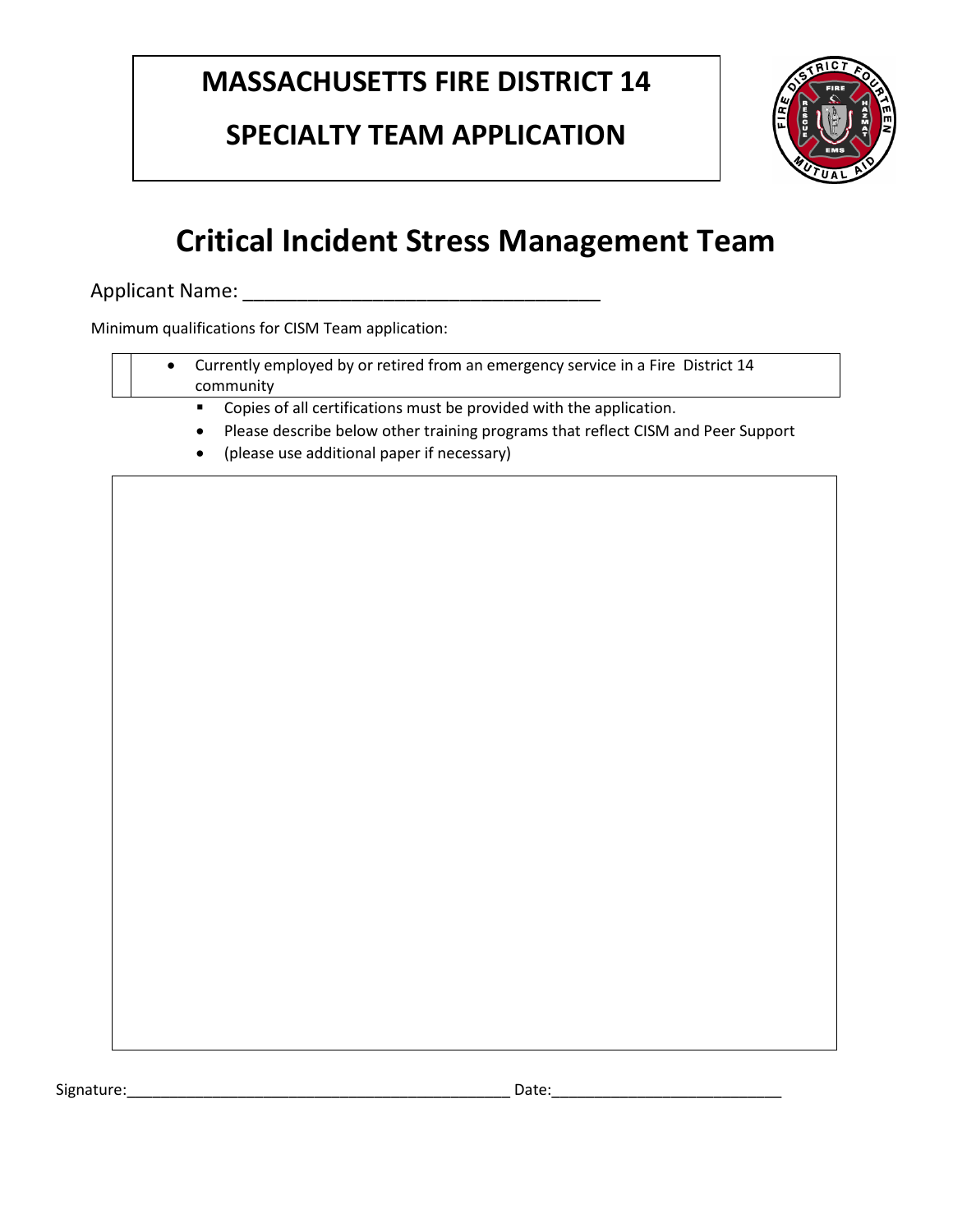# MASSACHUSETTS FIRE DISTRICT 14

# SPECIALTY TEAM APPLICATION

## Critical Incident Stress Management Team

Applicant Name: ________________________________

Minimum qualifications for CISM Team application:

- Currently employed by or retired from an emergency service in a Fire District 14 community
  - Copies of all certifications must be provided with the application.
  - Please describe below other training programs that reflect CISM and Peer Support
  - (please use additional paper if necessary)

Signature:_____________________________________________ Date:___________________________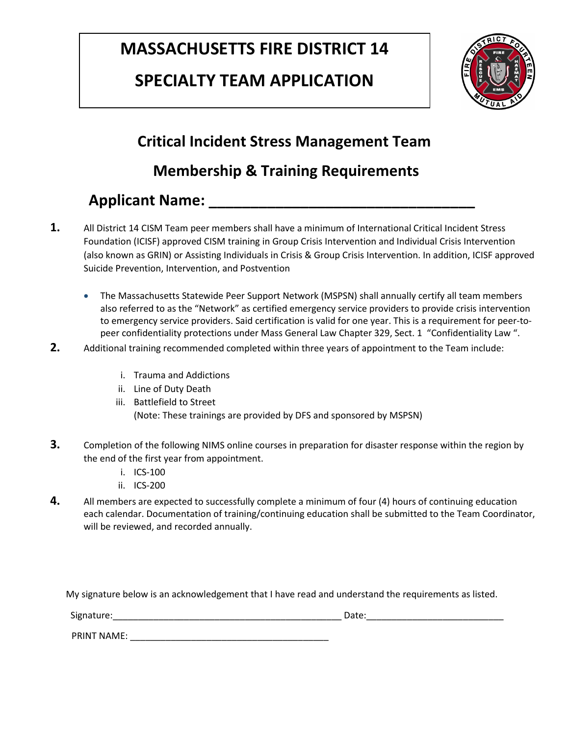# MASSACHUSETTS FIRE DISTRICT 14

# SPECIALTY TEAM APPLICATION

## Critical Incident Stress Management Team

## Membership & Training Requirements

## Applicant Name: ________________________________

**1.** All District 14 CISM Team peer members shall have a minimum of International Critical Incident Stress Foundation (ICISF) approved CISM training in Group Crisis Intervention and Individual Crisis Intervention (also known as GRIN) or Assisting Individuals in Crisis & Group Crisis Intervention. In addition, ICISF approved Suicide Prevention, Intervention, and Postvention

- The Massachusetts Statewide Peer Support Network (MSPSN) shall annually certify all team members also referred to as the "Network" as certified emergency service providers to provide crisis intervention to emergency service providers. Said certification is valid for one year. This is a requirement for peer-to-peer confidentiality protections under Mass General Law Chapter 329, Sect. 1 "Confidentiality Law ".

**2.** Additional training recommended completed within three years of appointment to the Team include:

   i. Trauma and Addictions
   ii. Line of Duty Death
   iii. Battlefield to Street
   (Note: These trainings are provided by DFS and sponsored by MSPSN)

**3.** Completion of the following NIMS online courses in preparation for disaster response within the region by the end of the first year from appointment.

   i. ICS-100
   ii. ICS-200

**4.** All members are expected to successfully complete a minimum of four (4) hours of continuing education each calendar. Documentation of training/continuing education shall be submitted to the Team Coordinator, will be reviewed, and recorded annually.

My signature below is an acknowledgement that I have read and understand the requirements as listed.

Signature:_____________________________________________ Date:___________________________

PRINT NAME: _______________________________________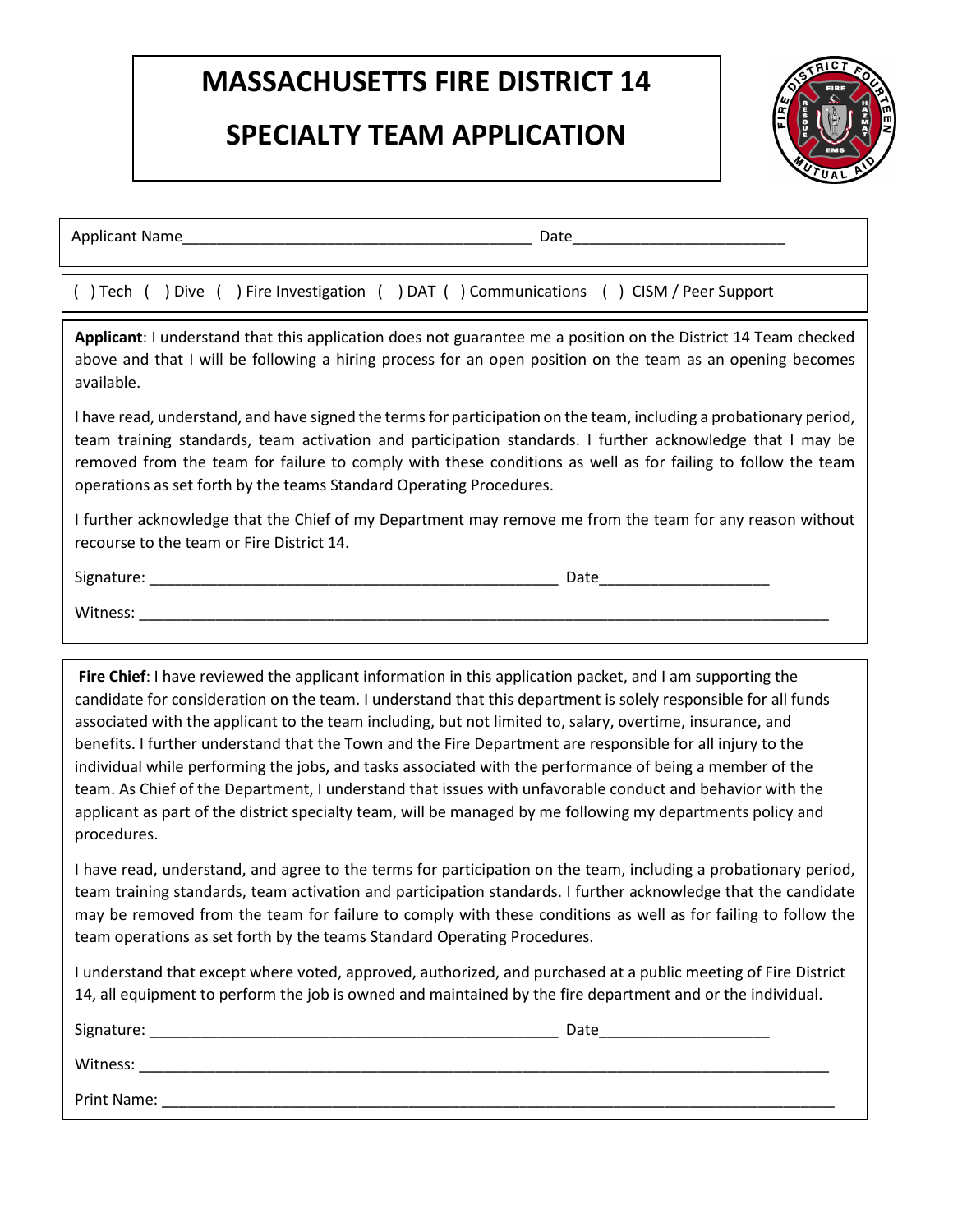# MASSACHUSETTS FIRE DISTRICT 14

# SPECIALTY TEAM APPLICATION

Applicant Name_________________________________________ Date_________________________

( ) Tech ( ) Dive ( ) Fire Investigation ( ) DAT ( ) Communications ( ) CISM / Peer Support

**Applicant**: I understand that this application does not guarantee me a position on the District 14 Team checked above and that I will be following a hiring process for an open position on the team as an opening becomes available.

I have read, understand, and have signed the terms for participation on the team, including a probationary period, team training standards, team activation and participation standards. I further acknowledge that I may be removed from the team for failure to comply with these conditions as well as for failing to follow the team operations as set forth by the teams Standard Operating Procedures.

I further acknowledge that the Chief of my Department may remove me from the team for any reason without recourse to the team or Fire District 14.

Signature: _________________________________________________ Date____________________

Witness: ____________________________________________________________________________________

**Fire Chief**: I have reviewed the applicant information in this application packet, and I am supporting the candidate for consideration on the team. I understand that this department is solely responsible for all funds associated with the applicant to the team including, but not limited to, salary, overtime, insurance, and benefits. I further understand that the Town and the Fire Department are responsible for all injury to the individual while performing the jobs, and tasks associated with the performance of being a member of the team. As Chief of the Department, I understand that issues with unfavorable conduct and behavior with the applicant as part of the district specialty team, will be managed by me following my departments policy and procedures.

I have read, understand, and agree to the terms for participation on the team, including a probationary period, team training standards, team activation and participation standards. I further acknowledge that the candidate may be removed from the team for failure to comply with these conditions as well as for failing to follow the team operations as set forth by the teams Standard Operating Procedures.

I understand that except where voted, approved, authorized, and purchased at a public meeting of Fire District 14, all equipment to perform the job is owned and maintained by the fire department and or the individual.

Signature: _________________________________________________ Date____________________

Witness: ____________________________________________________________________________________

Print Name: _________________________________________________________________________________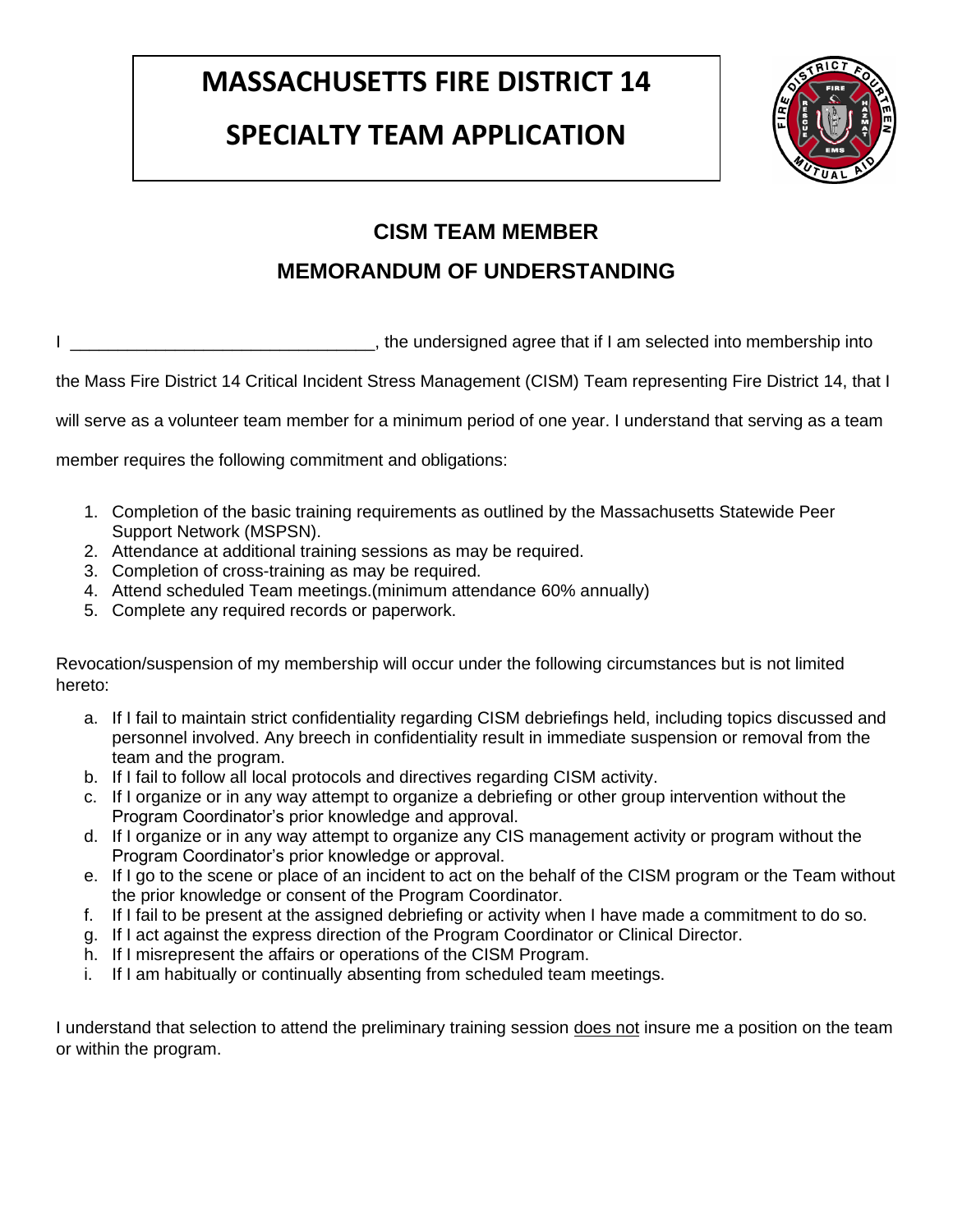# MASSACHUSETTS FIRE DISTRICT 14

# SPECIALTY TEAM APPLICATION

## CISM TEAM MEMBER

## MEMORANDUM OF UNDERSTANDING

I ________________________________, the undersigned agree that if I am selected into membership into the Mass Fire District 14 Critical Incident Stress Management (CISM) Team representing Fire District 14, that I will serve as a volunteer team member for a minimum period of one year. I understand that serving as a team member requires the following commitment and obligations:

1. Completion of the basic training requirements as outlined by the Massachusetts Statewide Peer Support Network (MSPSN).
2. Attendance at additional training sessions as may be required.
3. Completion of cross-training as may be required.
4. Attend scheduled Team meetings.(minimum attendance 60% annually)
5. Complete any required records or paperwork.

Revocation/suspension of my membership will occur under the following circumstances but is not limited hereto:

a. If I fail to maintain strict confidentiality regarding CISM debriefings held, including topics discussed and personnel involved. Any breech in confidentiality result in immediate suspension or removal from the team and the program.
b. If I fail to follow all local protocols and directives regarding CISM activity.
c. If I organize or in any way attempt to organize a debriefing or other group intervention without the Program Coordinator's prior knowledge and approval.
d. If I organize or in any way attempt to organize any CIS management activity or program without the Program Coordinator's prior knowledge or approval.
e. If I go to the scene or place of an incident to act on the behalf of the CISM program or the Team without the prior knowledge or consent of the Program Coordinator.
f. If I fail to be present at the assigned debriefing or activity when I have made a commitment to do so.
g. If I act against the express direction of the Program Coordinator or Clinical Director.
h. If I misrepresent the affairs or operations of the CISM Program.
i. If I am habitually or continually absenting from scheduled team meetings.

I understand that selection to attend the preliminary training session does not insure me a position on the team or within the program.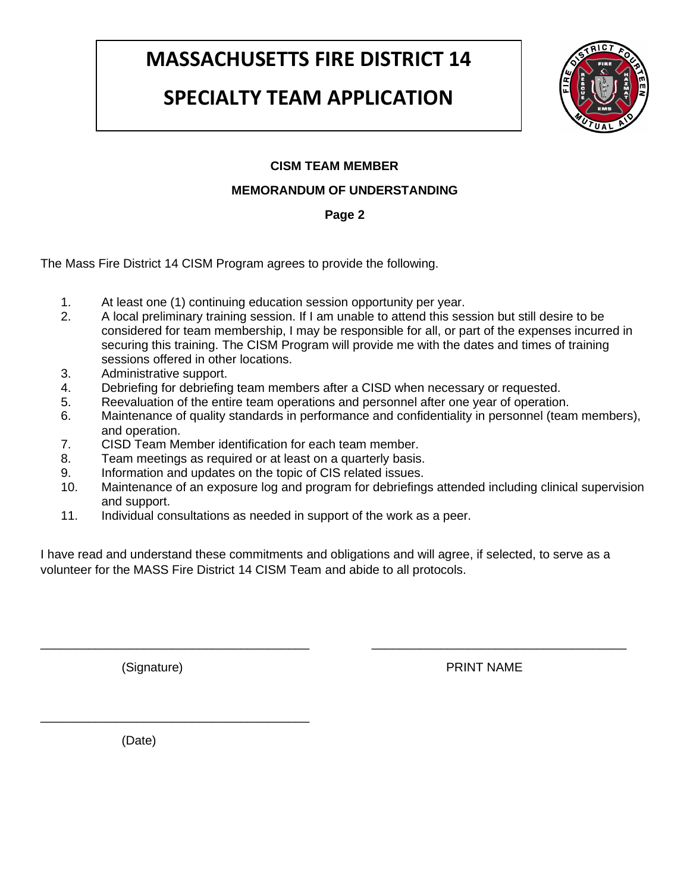# MASSACHUSETTS FIRE DISTRICT 14

# SPECIALTY TEAM APPLICATION

**CISM TEAM MEMBER**

**MEMORANDUM OF UNDERSTANDING**

**Page 2**

The Mass Fire District 14 CISM Program agrees to provide the following.

1. At least one (1) continuing education session opportunity per year.
2. A local preliminary training session. If I am unable to attend this session but still desire to be considered for team membership, I may be responsible for all, or part of the expenses incurred in securing this training. The CISM Program will provide me with the dates and times of training sessions offered in other locations.
3. Administrative support.
4. Debriefing for debriefing team members after a CISD when necessary or requested.
5. Reevaluation of the entire team operations and personnel after one year of operation.
6. Maintenance of quality standards in performance and confidentiality in personnel (team members), and operation.
7. CISD Team Member identification for each team member.
8. Team meetings as required or at least on a quarterly basis.
9. Information and updates on the topic of CIS related issues.
10. Maintenance of an exposure log and program for debriefings attended including clinical supervision and support.
11. Individual consultations as needed in support of the work as a peer.

I have read and understand these commitments and obligations and will agree, if selected, to serve as a volunteer for the MASS Fire District 14 CISM Team and abide to all protocols.

_______________________________________ _______________________________________

(Signature) PRINT NAME

_______________________________________

(Date)